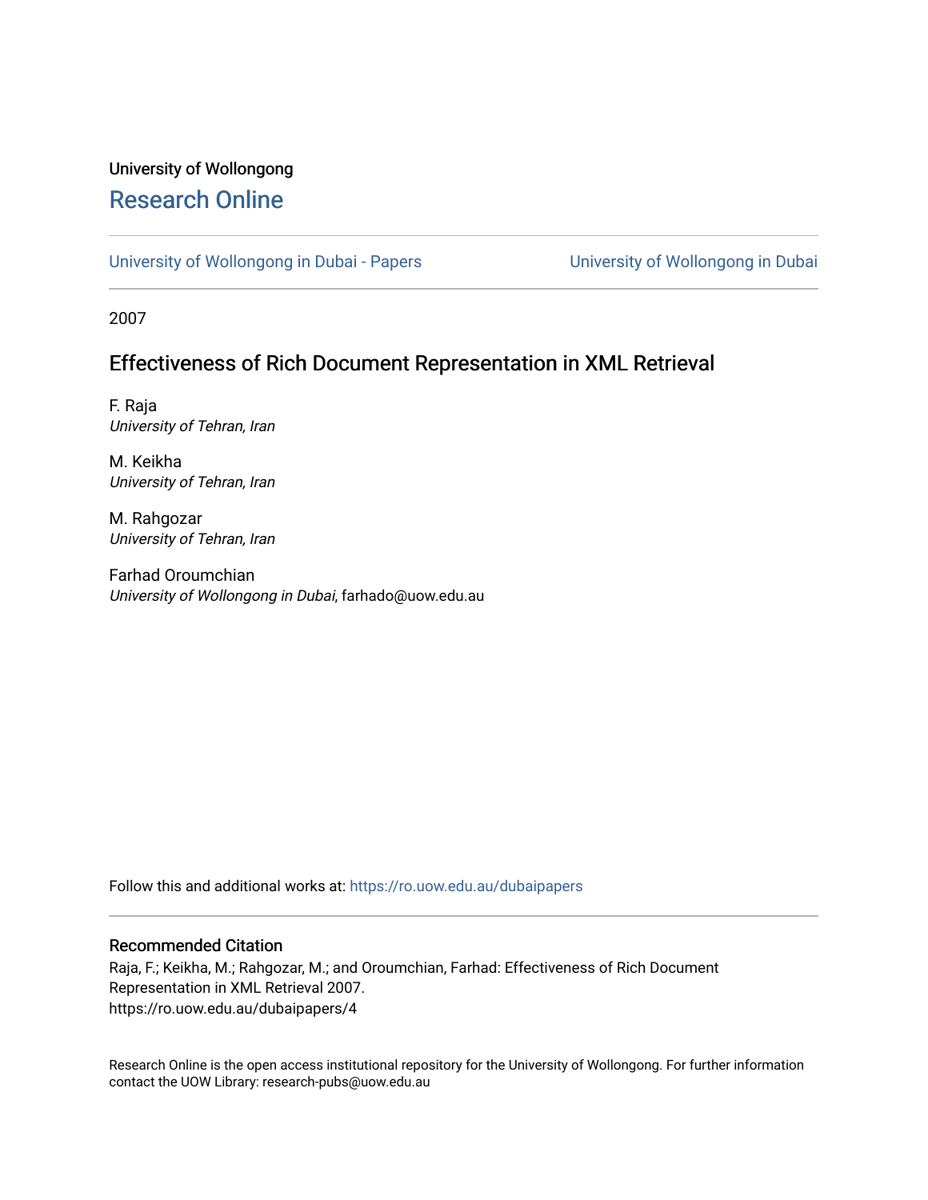University of Wollongong

# Research Online

University of Wollongong in Dubai - Papers | University of Wollongong in Dubai

2007

## Effectiveness of Rich Document Representation in XML Retrieval

F. Raja
*University of Tehran, Iran*

M. Keikha
*University of Tehran, Iran*

M. Rahgozar
*University of Tehran, Iran*

Farhad Oroumchian
*University of Wollongong in Dubai*, farhado@uow.edu.au

Follow this and additional works at: https://ro.uow.edu.au/dubaipapers

### Recommended Citation

Raja, F.; Keikha, M.; Rahgozar, M.; and Oroumchian, Farhad: Effectiveness of Rich Document Representation in XML Retrieval 2007.
https://ro.uow.edu.au/dubaipapers/4

Research Online is the open access institutional repository for the University of Wollongong. For further information contact the UOW Library: research-pubs@uow.edu.au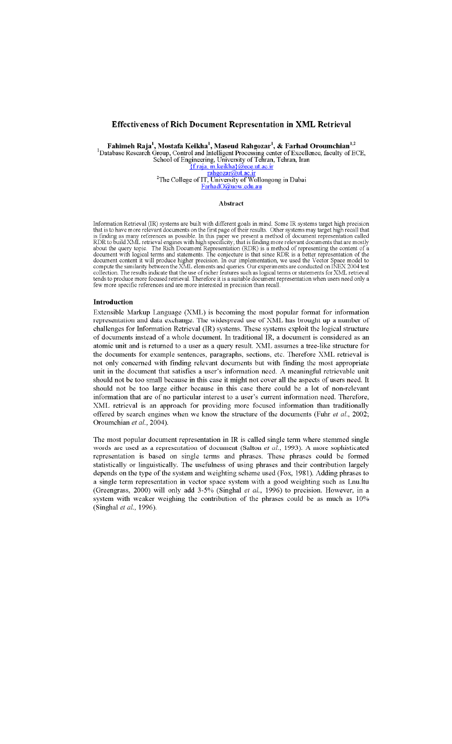# Effectiveness of Rich Document Representation in XML Retrieval

**Fahimeh Raja[1], Mostafa Keikha[1], Maseud Rahgozar[1], & Farhad Oroumchian[1,2]**

[1]Database Research Group, Control and Intelligent Processing center of Excellence, faculty of ECE, School of Engineering, University of Tehran, Tehran, Iran

{f.raja, m.keikha}@ece.ut.ac.ir

rahgozar@ut.ac.ir

[2]The College of IT, University of Wollongong in Dubai

FarhadO@uow.edu.au

## Abstract

Information Retrieval (IR) systems are built with different goals in mind. Some IR systems target high precision that is to have more relevant documents on the first page of their results. Other systems may target high recall that is finding as many references as possible. In this paper we present a method of document representation called RDR to build XML retrieval engines with high specificity; that is finding more relevant documents that are mostly about the query topic. The Rich Document Representation (RDR) is a method of representing the content of a document with logical terms and statements. The conjecture is that since RDR is a better representation of the document content it will produce higher precision. In our implementation, we used the Vector Space model to compute the similarity between the XML elements and queries. Our experiments are conducted on INEX 2004 test collection. The results indicate that the use of richer features such as logical terms or statements for XML retrieval tends to produce more focused retrieval. Therefore it is a suitable document representation when users need only a few more specific references and are more interested in precision than recall.

## Introduction

Extensible Markup Language (XML) is becoming the most popular format for information representation and data exchange. The widespread use of XML has brought up a number of challenges for Information Retrieval (IR) systems. These systems exploit the logical structure of documents instead of a whole document. In traditional IR, a document is considered as an atomic unit and is returned to a user as a query result. XML assumes a tree-like structure for the documents for example sentences, paragraphs, sections, etc. Therefore XML retrieval is not only concerned with finding relevant documents but with finding the most appropriate unit in the document that satisfies a user's information need. A meaningful retrievable unit should not be too small because in this case it might not cover all the aspects of users need. It should not be too large either because in this case there could be a lot of non-relevant information that are of no particular interest to a user's current information need. Therefore, XML retrieval is an approach for providing more focused information than traditionally offered by search engines when we know the structure of the documents (Fuhr *et al.*, 2002; Oroumchian *et al.*, 2004).

The most popular document representation in IR is called single term where stemmed single words are used as a representation of document (Salton *et al.*, 1993). A more sophisticated representation is based on single terms and phrases. These phrases could be formed statistically or linguistically. The usefulness of using phrases and their contribution largely depends on the type of the system and weighting scheme used (Fox, 1981). Adding phrases to a single term representation in vector space system with a good weighting such as Lnu.ltu (Greengrass, 2000) will only add 3-5% (Singhal *et al.*, 1996) to precision. However, in a system with weaker weighing the contribution of the phrases could be as much as 10% (Singhal *et al.*, 1996).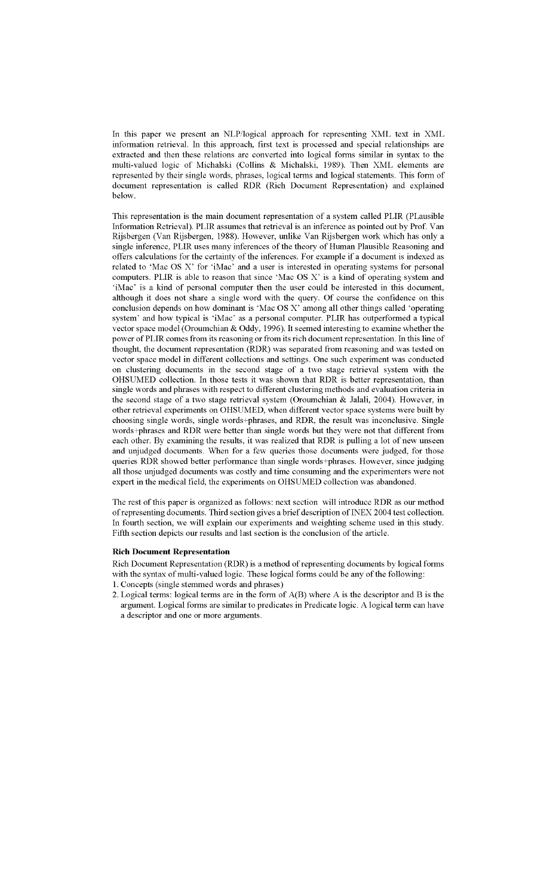In this paper we present an NLP/logical approach for representing XML text in XML information retrieval. In this approach, first text is processed and special relationships are extracted and then these relations are converted into logical forms similar in syntax to the multi-valued logic of Michalski (Collins & Michalski, 1989). Then XML elements are represented by their single words, phrases, logical terms and logical statements. This form of document representation is called RDR (Rich Document Representation) and explained below.

This representation is the main document representation of a system called PLIR (PLausible Information Retrieval). PLIR assumes that retrieval is an inference as pointed out by Prof. Van Rijsbergen (Van Rijsbergen, 1988). However, unlike Van Rijsbergen work which has only a single inference, PLIR uses many inferences of the theory of Human Plausible Reasoning and offers calculations for the certainty of the inferences. For example if a document is indexed as related to 'Mac OS X' for 'iMac' and a user is interested in operating systems for personal computers. PLIR is able to reason that since 'Mac OS X' is a kind of operating system and 'iMac' is a kind of personal computer then the user could be interested in this document, although it does not share a single word with the query. Of course the confidence on this conclusion depends on how dominant is 'Mac OS X' among all other things called 'operating system' and how typical is 'iMac' as a personal computer. PLIR has outperformed a typical vector space model (Oroumchian & Oddy, 1996). It seemed interesting to examine whether the power of PLIR comes from its reasoning or from its rich document representation. In this line of thought, the document representation (RDR) was separated from reasoning and was tested on vector space model in different collections and settings. One such experiment was conducted on clustering documents in the second stage of a two stage retrieval system with the OHSUMED collection. In those tests it was shown that RDR is better representation, than single words and phrases with respect to different clustering methods and evaluation criteria in the second stage of a two stage retrieval system (Oroumchian & Jalali, 2004). However, in other retrieval experiments on OHSUMED, when different vector space systems were built by choosing single words, single words+phrases, and RDR, the result was inconclusive. Single words+phrases and RDR were better than single words but they were not that different from each other. By examining the results, it was realized that RDR is pulling a lot of new unseen and unjudged documents. When for a few queries those documents were judged, for those queries RDR showed better performance than single words+phrases. However, since judging all those unjudged documents was costly and time consuming and the experimenters were not expert in the medical field, the experiments on OHSUMED collection was abandoned.

The rest of this paper is organized as follows: next section will introduce RDR as our method of representing documents. Third section gives a brief description of INEX 2004 test collection. In fourth section, we will explain our experiments and weighting scheme used in this study. Fifth section depicts our results and last section is the conclusion of the article.

## Rich Document Representation

Rich Document Representation (RDR) is a method of representing documents by logical forms with the syntax of multi-valued logic. These logical forms could be any of the following:

1. Concepts (single stemmed words and phrases)
2. Logical terms: logical terms are in the form of A(B) where A is the descriptor and B is the argument. Logical forms are similar to predicates in Predicate logic. A logical term can have a descriptor and one or more arguments.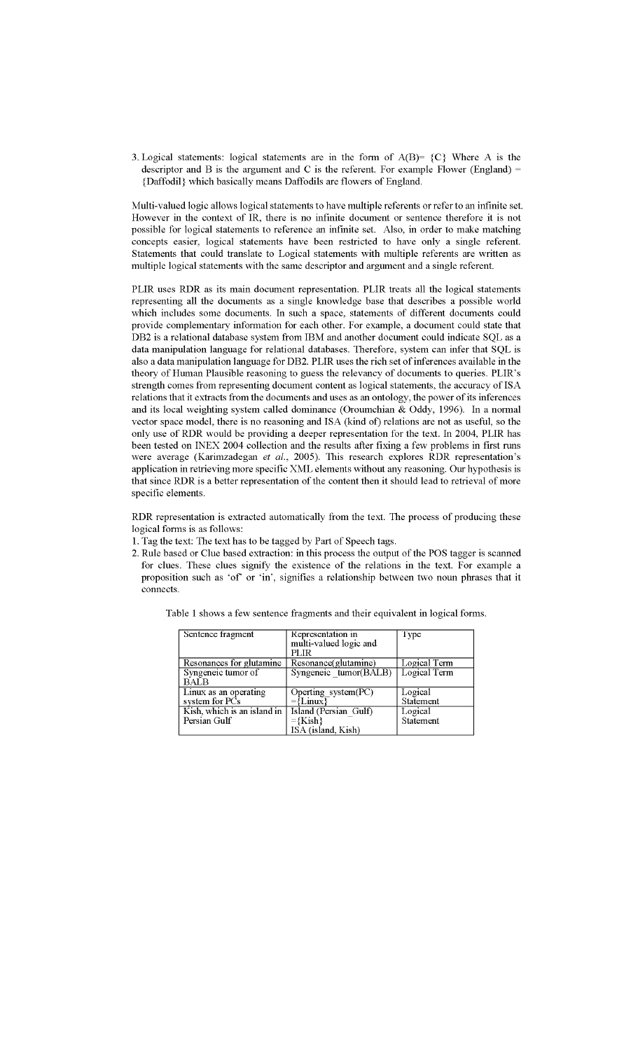3. Logical statements: logical statements are in the form of A(B)= {C} Where A is the descriptor and B is the argument and C is the referent. For example Flower (England) = {Daffodil} which basically means Daffodils are flowers of England.

Multi-valued logic allows logical statements to have multiple referents or refer to an infinite set. However in the context of IR, there is no infinite document or sentence therefore it is not possible for logical statements to reference an infinite set. Also, in order to make matching concepts easier, logical statements have been restricted to have only a single referent. Statements that could translate to Logical statements with multiple referents are written as multiple logical statements with the same descriptor and argument and a single referent.

PLIR uses RDR as its main document representation. PLIR treats all the logical statements representing all the documents as a single knowledge base that describes a possible world which includes some documents. In such a space, statements of different documents could provide complementary information for each other. For example, a document could state that DB2 is a relational database system from IBM and another document could indicate SQL as a data manipulation language for relational databases. Therefore, system can infer that SQL is also a data manipulation language for DB2. PLIR uses the rich set of inferences available in the theory of Human Plausible reasoning to guess the relevancy of documents to queries. PLIR's strength comes from representing document content as logical statements, the accuracy of ISA relations that it extracts from the documents and uses as an ontology, the power of its inferences and its local weighting system called dominance (Oroumchian & Oddy, 1996). In a normal vector space model, there is no reasoning and ISA (kind of) relations are not as useful, so the only use of RDR would be providing a deeper representation for the text. In 2004, PLIR has been tested on INEX 2004 collection and the results after fixing a few problems in first runs were average (Karimzadegan *et al.*, 2005). This research explores RDR representation's application in retrieving more specific XML elements without any reasoning. Our hypothesis is that since RDR is a better representation of the content then it should lead to retrieval of more specific elements.

RDR representation is extracted automatically from the text. The process of producing these logical forms is as follows:

1. Tag the text: The text has to be tagged by Part of Speech tags.
2. Rule based or Clue based extraction: in this process the output of the POS tagger is scanned for clues. These clues signify the existence of the relations in the text. For example a proposition such as 'of' or 'in', signifies a relationship between two noun phrases that it connects.

Table 1 shows a few sentence fragments and their equivalent in logical forms.

| Sentence fragment | Representation in multi-valued logic and PLIR | Type |
|---|---|---|
| Resonances for glutamine | Resonance(glutamine) | Logical Term |
| Syngeneic tumor of BALB | Syngeneic_tumor(BALB) | Logical Term |
| Linux as an operating system for PCs | Operting_system(PC) ={Linux} | Logical Statement |
| Kish, which is an island in Persian Gulf | Island (Persian_Gulf) ={Kish} ISA (island, Kish) | Logical Statement |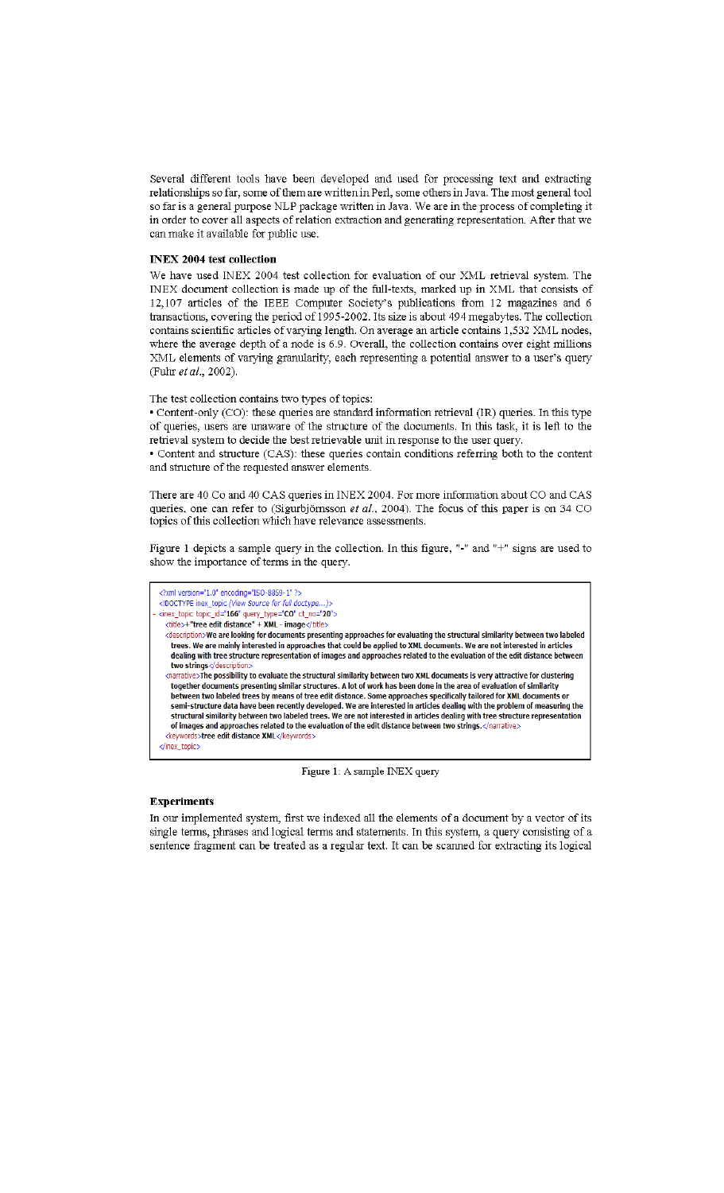Several different tools have been developed and used for processing text and extracting relationships so far, some of them are written in Perl, some others in Java. The most general tool so far is a general purpose NLP package written in Java. We are in the process of completing it in order to cover all aspects of relation extraction and generating representation. After that we can make it available for public use.

**INEX 2004 test collection**

We have used INEX 2004 test collection for evaluation of our XML retrieval system. The INEX document collection is made up of the full-texts, marked up in XML that consists of 12,107 articles of the IEEE Computer Society's publications from 12 magazines and 6 transactions, covering the period of 1995-2002. Its size is about 494 megabytes. The collection contains scientific articles of varying length. On average an article contains 1,532 XML nodes, where the average depth of a node is 6.9. Overall, the collection contains over eight millions XML elements of varying granularity, each representing a potential answer to a user's query (Fuhr *et al.*, 2002).

The test collection contains two types of topics:

• Content-only (CO): these queries are standard information retrieval (IR) queries. In this type of queries, users are unaware of the structure of the documents. In this task, it is left to the retrieval system to decide the best retrievable unit in response to the user query.

• Content and structure (CAS): these queries contain conditions referring both to the content and structure of the requested answer elements.

There are 40 Co and 40 CAS queries in INEX 2004. For more information about CO and CAS queries, one can refer to (Sigurbjörnsson *et al.*, 2004). The focus of this paper is on 34 CO topics of this collection which have relevance assessments.

Figure 1 depicts a sample query in the collection. In this figure, "-" and "+" signs are used to show the importance of terms in the query.

```
<?xml version="1.0" encoding="ISO-8859-1" ?>
<!DOCTYPE inex_topic (View Source for full doctype...)>
- <inex_topic topic_id="166" query_type="CO" ct_no="20">
    <title>+"tree edit distance" + XML - image</title>
    <description>We are looking for documents presenting approaches for evaluating the structural similarity between two labeled trees. We are mainly interested in approaches that could be applied to XML documents. We are not interested in articles dealing with tree structure representation of images and approaches related to the evaluation of the edit distance between two strings</description>
    <narrative>The possibility to evaluate the structural similarity between two XML documents is very attractive for clustering together documents presenting similar structures. A lot of work has been done in the area of evaluation of similarity between two labeled trees by means of tree edit distance. Some approaches specifically tailored for XML documents or semi-structure data have been recently developed. We are interested in articles dealing with the problem of measuring the structural similarity between two labeled trees. We are not interested in articles dealing with tree structure representation of images and approaches related to the evaluation of the edit distance between two strings.</narrative>
    <keywords>tree edit distance XML</keywords>
  </inex_topic>
```

Figure 1: A sample INEX query

**Experiments**

In our implemented system, first we indexed all the elements of a document by a vector of its single terms, phrases and logical terms and statements. In this system, a query consisting of a sentence fragment can be treated as a regular text. It can be scanned for extracting its logical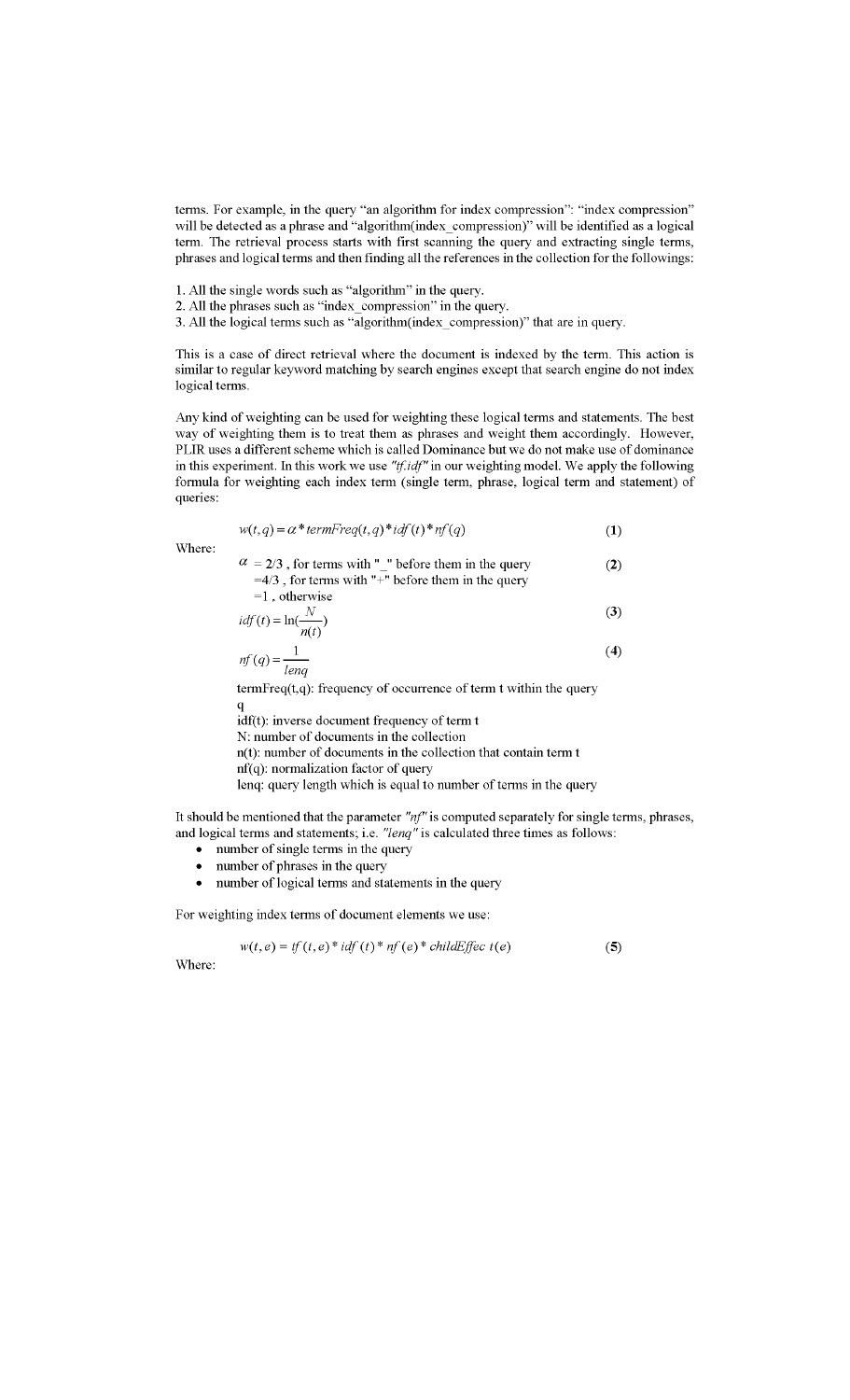terms. For example, in the query "an algorithm for index compression": "index compression" will be detected as a phrase and "algorithm(index_compression)" will be identified as a logical term. The retrieval process starts with first scanning the query and extracting single terms, phrases and logical terms and then finding all the references in the collection for the followings:

1. All the single words such as "algorithm" in the query.
2. All the phrases such as "index_compression" in the query.
3. All the logical terms such as "algorithm(index_compression)" that are in query.

This is a case of direct retrieval where the document is indexed by the term. This action is similar to regular keyword matching by search engines except that search engine do not index logical terms.

Any kind of weighting can be used for weighting these logical terms and statements. The best way of weighting them is to treat them as phrases and weight them accordingly. However, PLIR uses a different scheme which is called Dominance but we do not make use of dominance in this experiment. In this work we use *"tf.idf"* in our weighting model. We apply the following formula for weighting each index term (single term, phrase, logical term and statement) of queries:

$$w(t,q) = \alpha * termFreq(t,q) * idf(t) * nf(q) \qquad (1)$$

Where:

$$\alpha = 2/3 \text{ , for terms with "\_" before them in the query} \qquad (2)$$
$$= 4/3 \text{ , for terms with "+" before them in the query}$$
$$= 1 \text{ , otherwise}$$

$$idf(t) = \ln\left(\frac{N}{n(t)}\right) \qquad (3)$$

$$nf(q) = \frac{1}{lenq} \qquad (4)$$

termFreq(t,q): frequency of occurrence of term t within the query q
idf(t): inverse document frequency of term t
N: number of documents in the collection
n(t): number of documents in the collection that contain term t
nf(q): normalization factor of query
lenq: query length which is equal to number of terms in the query

It should be mentioned that the parameter *"nf"* is computed separately for single terms, phrases, and logical terms and statements; i.e. *"lenq"* is calculated three times as follows:

- number of single terms in the query
- number of phrases in the query
- number of logical terms and statements in the query

For weighting index terms of document elements we use:

$$w(t,e) = tf(t,e) * idf(t) * nf(e) * childEffect(e) \qquad (5)$$

Where: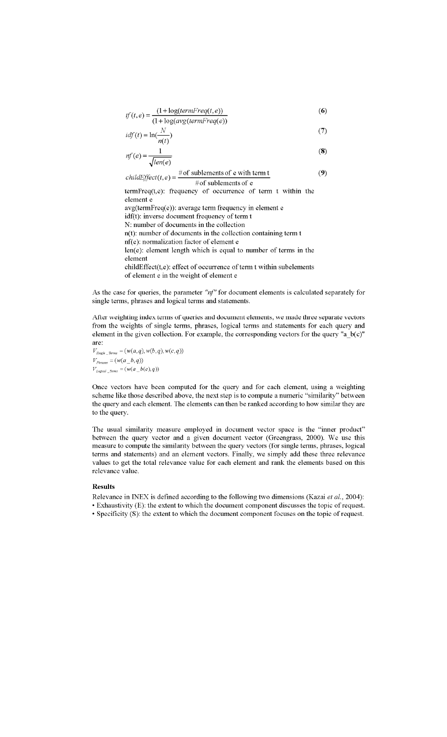$$tf(t,e) = \frac{(1+\log(termFreq(t,e))}{(1+\log(avg(termFreq(e))} \quad (6)$$

$$idf(t) = \ln(\frac{N}{n(t)}) \quad (7)$$

$$nf(e) = \frac{1}{\sqrt{len(e)}} \quad (8)$$

$$childEffect(t,e) = \frac{\#\text{of sublements of e with term t}}{\#\text{of sublements of e}} \quad (9)$$

termFreq(t,e): frequency of occurrence of term t within the element e
avg(termFreq(e)): average term frequency in element e
idf(t): inverse document frequency of term t
N: number of documents in the collection
n(t): number of documents in the collection containing term t
nf(e): normalization factor of element e
len(e): element length which is equal to number of terms in the element
childEffect(t,e): effect of occurrence of term t within subelements of element e in the weight of element e

As the case for queries, the parameter *"nf"* for document elements is calculated separately for single terms, phrases and logical terms and statements.

After weighting index terms of queries and document elements, we made three separate vectors from the weights of single terms, phrases, logical terms and statements for each query and element in the given collection. For example, the corresponding vectors for the query "a_b(c)" are:

$$V_{Single\_Terms} = (w(a,q), w(b,q), w(c,q))$$

$$V_{Phrases} = (w(a\_b,q))$$

$$V_{Logical\_Terms} = (w(a\_b(c),q))$$

Once vectors have been computed for the query and for each element, using a weighting scheme like those described above, the next step is to compute a numeric "similarity" between the query and each element. The elements can then be ranked according to how similar they are to the query.

The usual similarity measure employed in document vector space is the "inner product" between the query vector and a given document vector (Greengrass, 2000). We use this measure to compute the similarity between the query vectors (for single terms, phrases, logical terms and statements) and an element vectors. Finally, we simply add these three relevance values to get the total relevance value for each element and rank the elements based on this relevance value.

### Results

Relevance in INEX is defined according to the following two dimensions (Kazai *et al.*, 2004):

- Exhaustivity (E): the extent to which the document component discusses the topic of request.
- Specificity (S): the extent to which the document component focuses on the topic of request.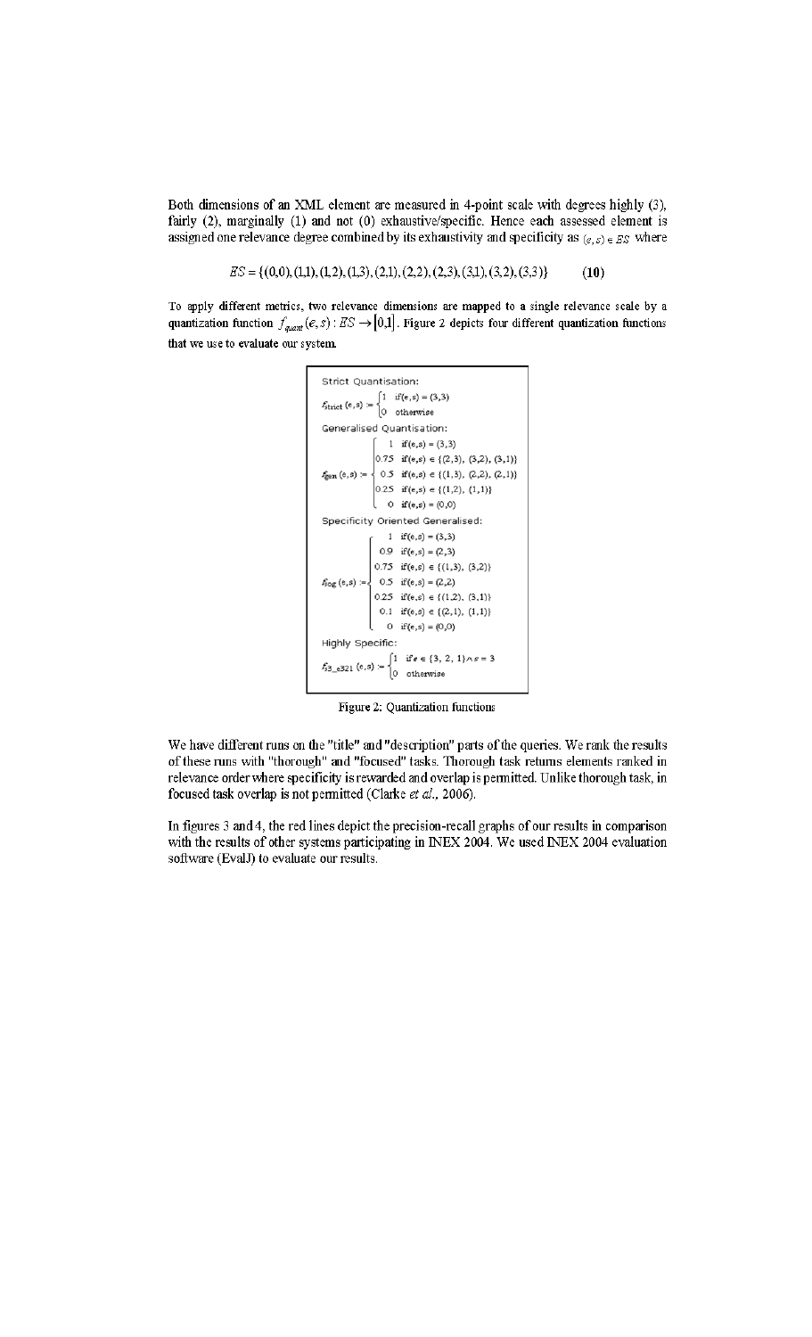Both dimensions of an XML element are measured in 4-point scale with degrees highly (3), fairly (2), marginally (1) and not (0) exhaustive/specific. Hence each assessed element is assigned one relevance degree combined by its exhaustivity and specificity as $(e,s) \in ES$ where

$$ES = \{(0,0),(1,1),(1,2),(1,3),(2,1),(2,2),(2,3),(3,1),(3,2),(3,3)\} \qquad (10)$$

To apply different metrics, two relevance dimensions are mapped to a single relevance scale by a quantization function $f_{quant}(e,s): ES \rightarrow [0,1]$. Figure 2 depicts four different quantization functions that we use to evaluate our system.

Strict Quantisation:

$$f_{\text{strict}}(e,s) := \begin{cases} 1 & \text{if}(e,s) = (3,3) \\ 0 & \text{otherwise} \end{cases}$$

Generalised Quantisation:

$$f_{\text{gen}}(e,s) := \begin{cases} 1 & \text{if}(e,s) = (3,3) \\ 0.75 & \text{if}(e,s) \in \{(2,3),\ (3,2),\ (3,1)\} \\ 0.5 & \text{if}(e,s) \in \{(1,3),\ (2,2),\ (2,1)\} \\ 0.25 & \text{if}(e,s) \in \{(1,2),\ (1,1)\} \\ 0 & \text{if}(e,s) = (0,0) \end{cases}$$

Specificity Oriented Generalised:

$$f_{\text{sog}}(e,s) := \begin{cases} 1 & \text{if}(e,s) = (3,3) \\ 0.9 & \text{if}(e,s) = (2,3) \\ 0.75 & \text{if}(e,s) \in \{(1,3),\ (3,2)\} \\ 0.5 & \text{if}(e,s) = (2,2) \\ 0.25 & \text{if}(e,s) \in \{(1,2),\ (3,1)\} \\ 0.1 & \text{if}(e,s) \in \{(2,1),\ (1,1)\} \\ 0 & \text{if}(e,s) = (0,0) \end{cases}$$

Highly Specific:

$$f_{\text{s3\_e321}}(e,s) := \begin{cases} 1 & \text{if } e \in \{3,\ 2,\ 1\} \wedge s = 3 \\ 0 & \text{otherwise} \end{cases}$$

Figure 2: Quantization functions

We have different runs on the "title" and "description" parts of the queries. We rank the results of these runs with "thorough" and "focused" tasks. Thorough task returns elements ranked in relevance order where specificity is rewarded and overlap is permitted. Unlike thorough task, in focused task overlap is not permitted (Clarke *et al.*, 2006).

In figures 3 and 4, the red lines depict the precision-recall graphs of our results in comparison with the results of other systems participating in INEX 2004. We used INEX 2004 evaluation software (EvalJ) to evaluate our results.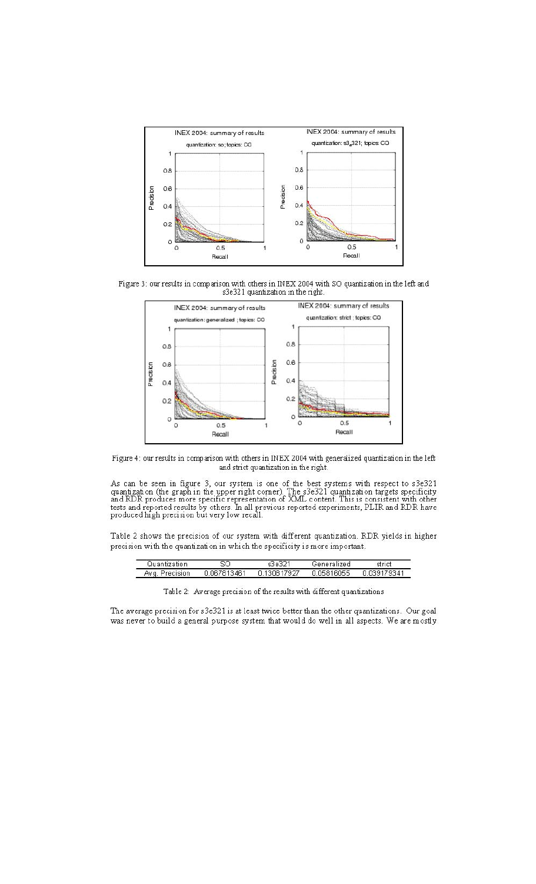Figure 3: our results in comparison with others in INEX 2004 with SO quantization in the left and s3e321 quantization in the right.

Figure 4: our results in comparison with others in INEX 2004 with generalized quantization in the left and strict quantization in the right.

As can be seen in figure 3, our system is one of the best systems with respect to s3e321 quantization (the graph in the upper right corner). The s3e321 quantization targets specificity and RDR produces more specific representation of XML content. This is consistent with other tests and reported results by others. In all previous reported experiments, PLIR and RDR have produced high precision but very low recall.

Table 2 shows the precision of our system with different quantization. RDR yields in higher precision with the quantization in which the specificity is more important.

| Quantization | SO | s3e321 | Generalized | strict |
|---|---|---|---|---|
| Avg. Precision | 0.067613461 | 0.130817927 | 0.05816055 | 0.039179341 |

Table 2: Average precision of the results with different quantizations

The average precision for s3e321 is at least twice better than the other quantizations. Our goal was never to build a general purpose system that would do well in all aspects. We are mostly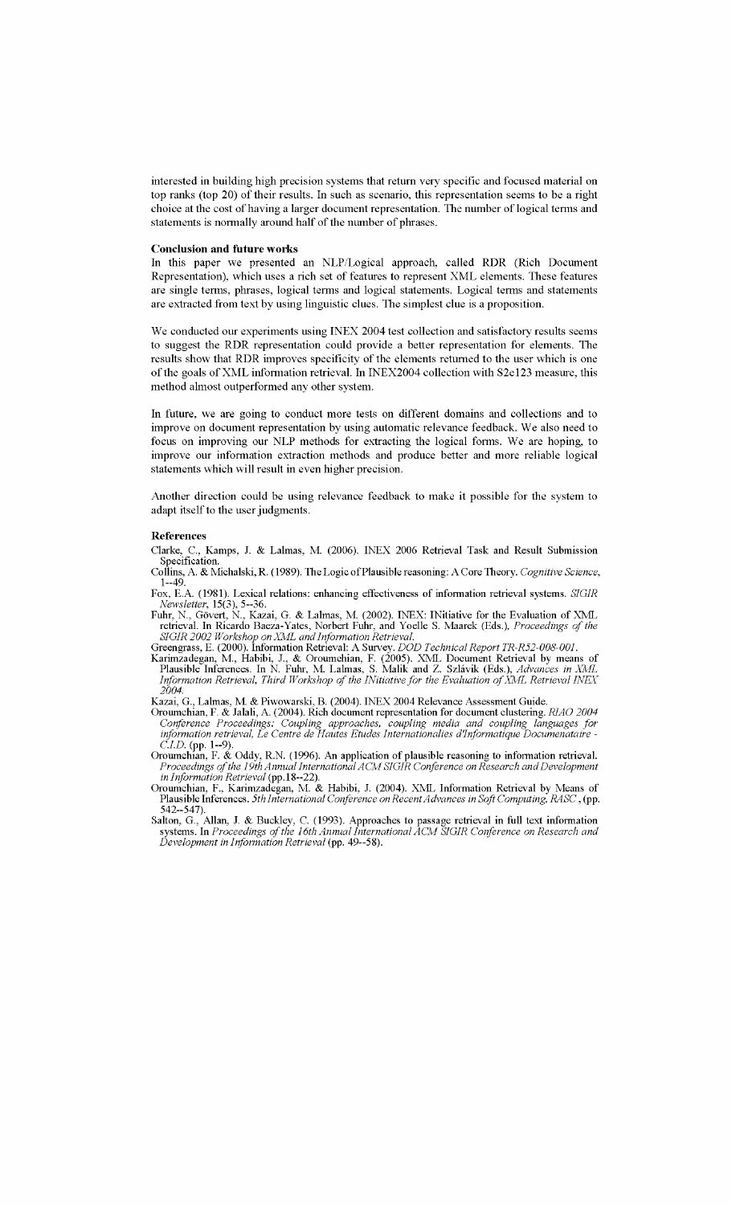interested in building high precision systems that return very specific and focused material on top ranks (top 20) of their results. In such as scenario, this representation seems to be a right choice at the cost of having a larger document representation. The number of logical terms and statements is normally around half of the number of phrases.

### Conclusion and future works

In this paper we presented an NLP/Logical approach, called RDR (Rich Document Representation), which uses a rich set of features to represent XML elements. These features are single terms, phrases, logical terms and logical statements. Logical terms and statements are extracted from text by using linguistic clues. The simplest clue is a proposition.

We conducted our experiments using INEX 2004 test collection and satisfactory results seems to suggest the RDR representation could provide a better representation for elements. The results show that RDR improves specificity of the elements returned to the user which is one of the goals of XML information retrieval. In INEX2004 collection with S2e123 measure, this method almost outperformed any other system.

In future, we are going to conduct more tests on different domains and collections and to improve on document representation by using automatic relevance feedback. We also need to focus on improving our NLP methods for extracting the logical forms. We are hoping, to improve our information extraction methods and produce better and more reliable logical statements which will result in even higher precision.

Another direction could be using relevance feedback to make it possible for the system to adapt itself to the user judgments.

### References

Clarke, C., Kamps, J. & Lalmas, M. (2006). INEX 2006 Retrieval Task and Result Submission Specification.

Collins, A. & Michalski, R. (1989). The Logic of Plausible reasoning: A Core Theory. *Cognitive Science*, 1--49.

Fox, E.A. (1981). Lexical relations: enhancing effectiveness of information retrieval systems. *SIGIR Newsletter*, 15(3), 5--36.

Fuhr, N., Gövert, N., Kazai, G. & Lalmas, M. (2002). INEX: INitiative for the Evaluation of XML retrieval. In Ricardo Baeza-Yates, Norbert Fuhr, and Yoelle S. Maarek (Eds.), *Proceedings of the SIGIR 2002 Workshop on XML and Information Retrieval*.

Greengrass, E. (2000). Information Retrieval: A Survey. *DOD Technical Report TR-R52-008-001*.

Karimzadegan, M., Habibi, J., & Oroumchian, F. (2005). XML Document Retrieval by means of Plausible Inferences. In N. Fuhr, M. Lalmas, S. Malik and Z. Szlávik (Eds.), *Advances in XML Information Retrieval, Third Workshop of the INitiative for the Evaluation of XML Retrieval INEX 2004*.

Kazai, G., Lalmas, M. & Piwowarski, B. (2004). INEX 2004 Relevance Assessment Guide.

Oroumchian, F. & Jalali, A. (2004). Rich document representation for document clustering. *RIAO 2004 Conference Proceedings: Coupling approaches, coupling media and coupling languages for information retrieval, Le Centre de Hautes Etudes Internationalies d'Informatique Documenataire - C.I.D.* (pp. 1--9).

Oroumchian, F. & Oddy, R.N. (1996). An application of plausible reasoning to information retrieval. *Proceedings of the 19th Annual International ACM SIGIR Conference on Research and Development in Information Retrieval* (pp.18--22).

Oroumchian, F., Karimzadegan, M. & Habibi, J. (2004). XML Information Retrieval by Means of Plausible Inferences. *5th International Conference on Recent Advances in Soft Computing, RASC*, (pp. 542--547).

Salton, G., Allan, J. & Buckley, C. (1993). Approaches to passage retrieval in full text information systems. In *Proceedings of the 16th Annual International ACM SIGIR Conference on Research and Development in Information Retrieval* (pp. 49--58).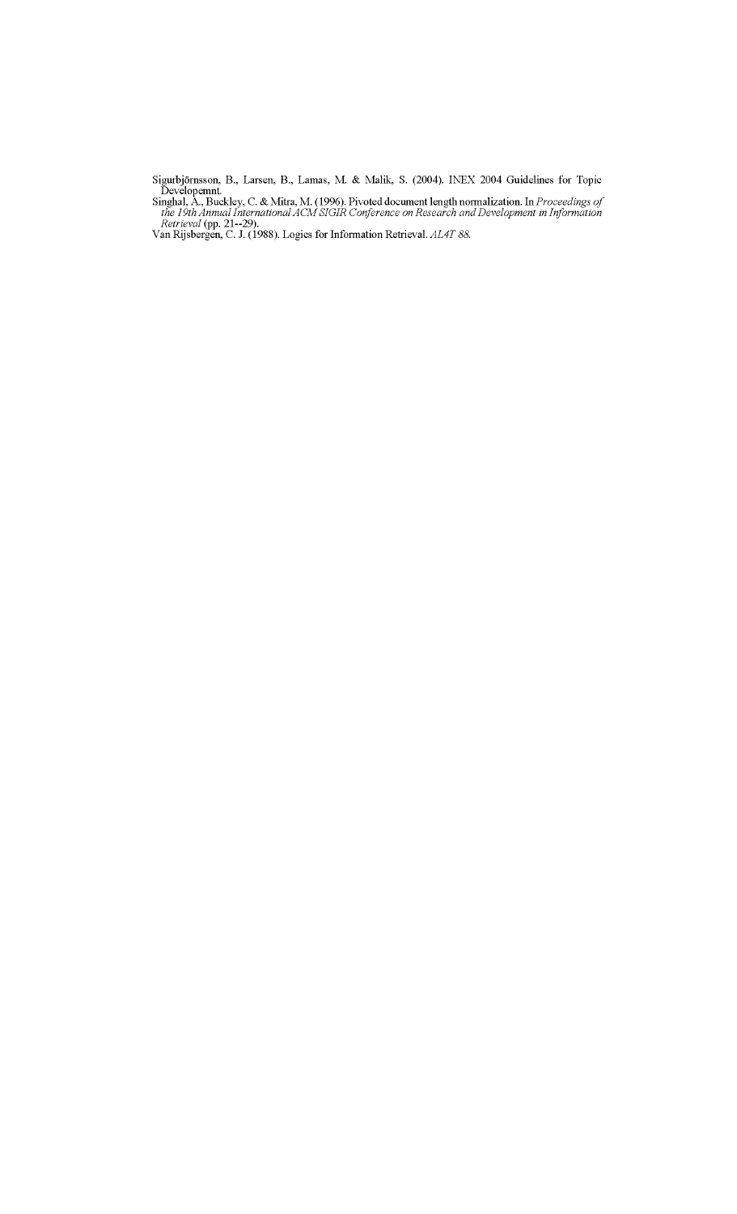Sigurbjörnsson, B., Larsen, B., Lamas, M. & Malik, S. (2004). INEX 2004 Guidelines for Topic Developemnt.

Singhal, A., Buckley, C. & Mitra, M. (1996). Pivoted document length normalization. In *Proceedings of the 19th Annual International ACM SIGIR Conference on Research and Development in Information Retrieval* (pp. 21--29).

Van Rijsbergen, C. J. (1988). Logics for Information Retrieval. *AL4T 88.*